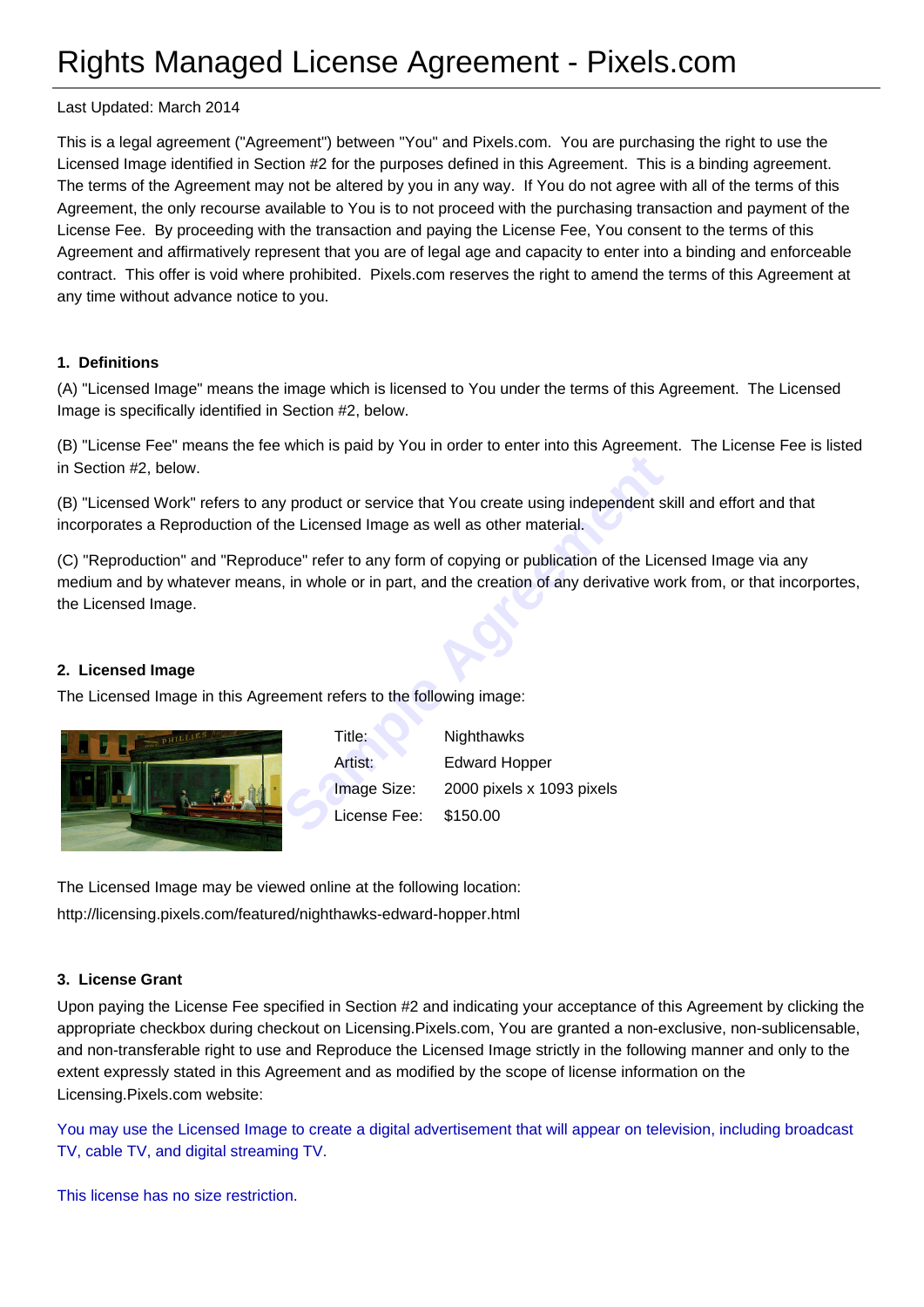# Rights Managed License Agreement - Pixels.com

Last Updated: March 2014

This is a legal agreement ("Agreement") between "You" and Pixels.com. You are purchasing the right to use the Licensed Image identified in Section #2 for the purposes defined in this Agreement. This is a binding agreement. The terms of the Agreement may not be altered by you in any way. If You do not agree with all of the terms of this Agreement, the only recourse available to You is to not proceed with the purchasing transaction and payment of the License Fee. By proceeding with the transaction and paying the License Fee, You consent to the terms of this Agreement and affirmatively represent that you are of legal age and capacity to enter into a binding and enforceable contract. This offer is void where prohibited. Pixels.com reserves the right to amend the terms of this Agreement at any time without advance notice to you.

#### 1. Definitions

(A) "Licensed Image" means the image which is licensed to You under the terms of this Agreement. The Licensed Image is specifically identified in Section #2, below.

(B) "License Fee" means the fee which is paid by You in order to enter into this Agreement. The License Fee is listed in Section #2, below.

(B) "Licensed Work" refers to any product or service that You create using independent skill and effort and that incorporates a Reproduction of the Licensed Image as well as other material.

(C) "Reproduction" and "Reproduce" refer to any form of copying or publication of the Licensed Image via any medium and by whatever means, in whole or in part, and the creation of any derivative work from, or that incorportes, the Licensed Image.

#### 2. Licensed Image

The Licensed Image in this Agreement refers to the following image:

| | |
|---|---|
| Title: | Nighthawks |
| Artist: | Edward Hopper |
| Image Size: | 2000 pixels x 1093 pixels |
| License Fee: | $150.00 |

The Licensed Image may be viewed online at the following location:
http://licensing.pixels.com/featured/nighthawks-edward-hopper.html

#### 3. License Grant

Upon paying the License Fee specified in Section #2 and indicating your acceptance of this Agreement by clicking the appropriate checkbox during checkout on Licensing.Pixels.com, You are granted a non-exclusive, non-sublicensable, and non-transferable right to use and Reproduce the Licensed Image strictly in the following manner and only to the extent expressly stated in this Agreement and as modified by the scope of license information on the Licensing.Pixels.com website:

You may use the Licensed Image to create a digital advertisement that will appear on television, including broadcast TV, cable TV, and digital streaming TV.

This license has no size restriction.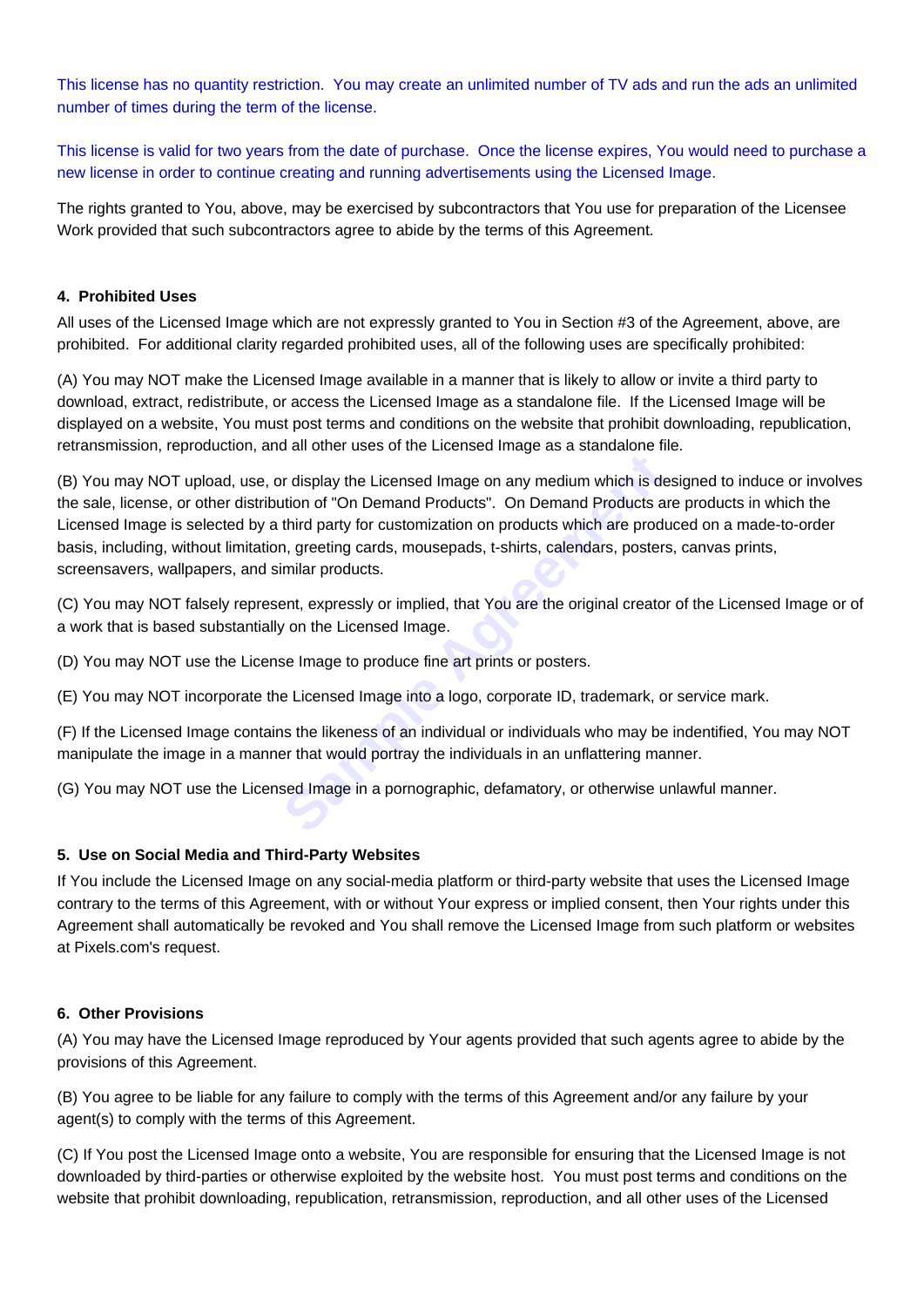This license has no quantity restriction. You may create an unlimited number of TV ads and run the ads an unlimited number of times during the term of the license.

This license is valid for two years from the date of purchase. Once the license expires, You would need to purchase a new license in order to continue creating and running advertisements using the Licensed Image.

The rights granted to You, above, may be exercised by subcontractors that You use for preparation of the Licensee Work provided that such subcontractors agree to abide by the terms of this Agreement.

#### 4. Prohibited Uses

All uses of the Licensed Image which are not expressly granted to You in Section #3 of the Agreement, above, are prohibited. For additional clarity regarded prohibited uses, all of the following uses are specifically prohibited:

(A) You may NOT make the Licensed Image available in a manner that is likely to allow or invite a third party to download, extract, redistribute, or access the Licensed Image as a standalone file. If the Licensed Image will be displayed on a website, You must post terms and conditions on the website that prohibit downloading, republication, retransmission, reproduction, and all other uses of the Licensed Image as a standalone file.

(B) You may NOT upload, use, or display the Licensed Image on any medium which is designed to induce or involves the sale, license, or other distribution of "On Demand Products". On Demand Products are products in which the Licensed Image is selected by a third party for customization on products which are produced on a made-to-order basis, including, without limitation, greeting cards, mousepads, t-shirts, calendars, posters, canvas prints, screensavers, wallpapers, and similar products.

(C) You may NOT falsely represent, expressly or implied, that You are the original creator of the Licensed Image or of a work that is based substantially on the Licensed Image.

(D) You may NOT use the License Image to produce fine art prints or posters.

(E) You may NOT incorporate the Licensed Image into a logo, corporate ID, trademark, or service mark.

(F) If the Licensed Image contains the likeness of an individual or individuals who may be indentified, You may NOT manipulate the image in a manner that would portray the individuals in an unflattering manner.

(G) You may NOT use the Licensed Image in a pornographic, defamatory, or otherwise unlawful manner.

#### 5. Use on Social Media and Third-Party Websites

If You include the Licensed Image on any social-media platform or third-party website that uses the Licensed Image contrary to the terms of this Agreement, with or without Your express or implied consent, then Your rights under this Agreement shall automatically be revoked and You shall remove the Licensed Image from such platform or websites at Pixels.com's request.

#### 6. Other Provisions

(A) You may have the Licensed Image reproduced by Your agents provided that such agents agree to abide by the provisions of this Agreement.

(B) You agree to be liable for any failure to comply with the terms of this Agreement and/or any failure by your agent(s) to comply with the terms of this Agreement.

(C) If You post the Licensed Image onto a website, You are responsible for ensuring that the Licensed Image is not downloaded by third-parties or otherwise exploited by the website host. You must post terms and conditions on the website that prohibit downloading, republication, retransmission, reproduction, and all other uses of the Licensed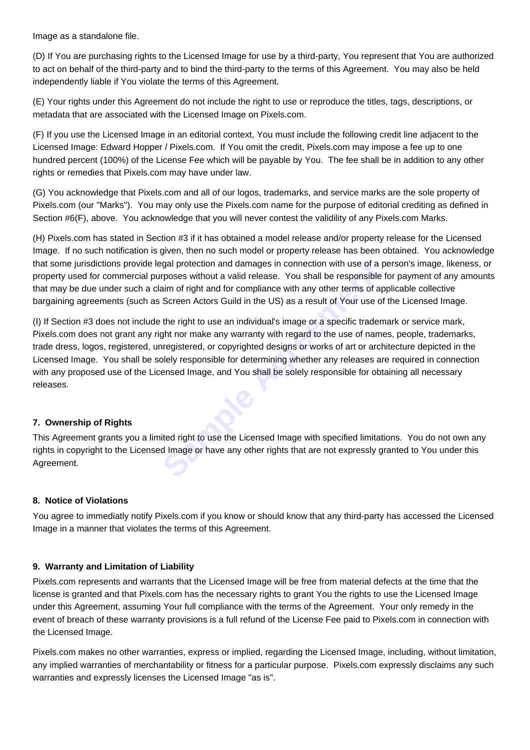Image as a standalone file.

(D) If You are purchasing rights to the Licensed Image for use by a third-party, You represent that You are authorized to act on behalf of the third-party and to bind the third-party to the terms of this Agreement. You may also be held independently liable if You violate the terms of this Agreement.

(E) Your rights under this Agreement do not include the right to use or reproduce the titles, tags, descriptions, or metadata that are associated with the Licensed Image on Pixels.com.

(F) If you use the Licensed Image in an editorial context, You must include the following credit line adjacent to the Licensed Image: Edward Hopper / Pixels.com. If You omit the credit, Pixels.com may impose a fee up to one hundred percent (100%) of the License Fee which will be payable by You. The fee shall be in addition to any other rights or remedies that Pixels.com may have under law.

(G) You acknowledge that Pixels.com and all of our logos, trademarks, and service marks are the sole property of Pixels.com (our "Marks"). You may only use the Pixels.com name for the purpose of editorial crediting as defined in Section #6(F), above. You acknowledge that you will never contest the valididity of any Pixels.com Marks.

(H) Pixels.com has stated in Section #3 if it has obtained a model release and/or property release for the Licensed Image. If no such notification is given, then no such model or property release has been obtained. You acknowledge that some jurisdictions provide legal protection and damages in connection with use of a person's image, likeness, or property used for commercial purposes without a valid release. You shall be responsible for payment of any amounts that may be due under such a claim of right and for compliance with any other terms of applicable collective bargaining agreements (such as Screen Actors Guild in the US) as a result of Your use of the Licensed Image.

(I) If Section #3 does not include the right to use an individual's image or a specific trademark or service mark, Pixels.com does not grant any right nor make any warranty with regard to the use of names, people, trademarks, trade dress, logos, registered, unregistered, or copyrighted designs or works of art or architecture depicted in the Licensed Image. You shall be solely responsible for determining whether any releases are required in connection with any proposed use of the Licensed Image, and You shall be solely responsible for obtaining all necessary releases.

**7. Ownership of Rights**

This Agreement grants you a limited right to use the Licensed Image with specified limitations. You do not own any rights in copyright to the Licensed Image or have any other rights that are not expressly granted to You under this Agreement.

**8. Notice of Violations**

You agree to immediatly notify Pixels.com if you know or should know that any third-party has accessed the Licensed Image in a manner that violates the terms of this Agreement.

**9. Warranty and Limitation of Liability**

Pixels.com represents and warrants that the Licensed Image will be free from material defects at the time that the license is granted and that Pixels.com has the necessary rights to grant You the rights to use the Licensed Image under this Agreement, assuming Your full compliance with the terms of the Agreement. Your only remedy in the event of breach of these warranty provisions is a full refund of the License Fee paid to Pixels.com in connection with the Licensed Image.

Pixels.com makes no other warranties, express or implied, regarding the Licensed Image, including, without limitation, any implied warranties of merchantability or fitness for a particular purpose. Pixels.com expressly disclaims any such warranties and expressly licenses the Licensed Image "as is".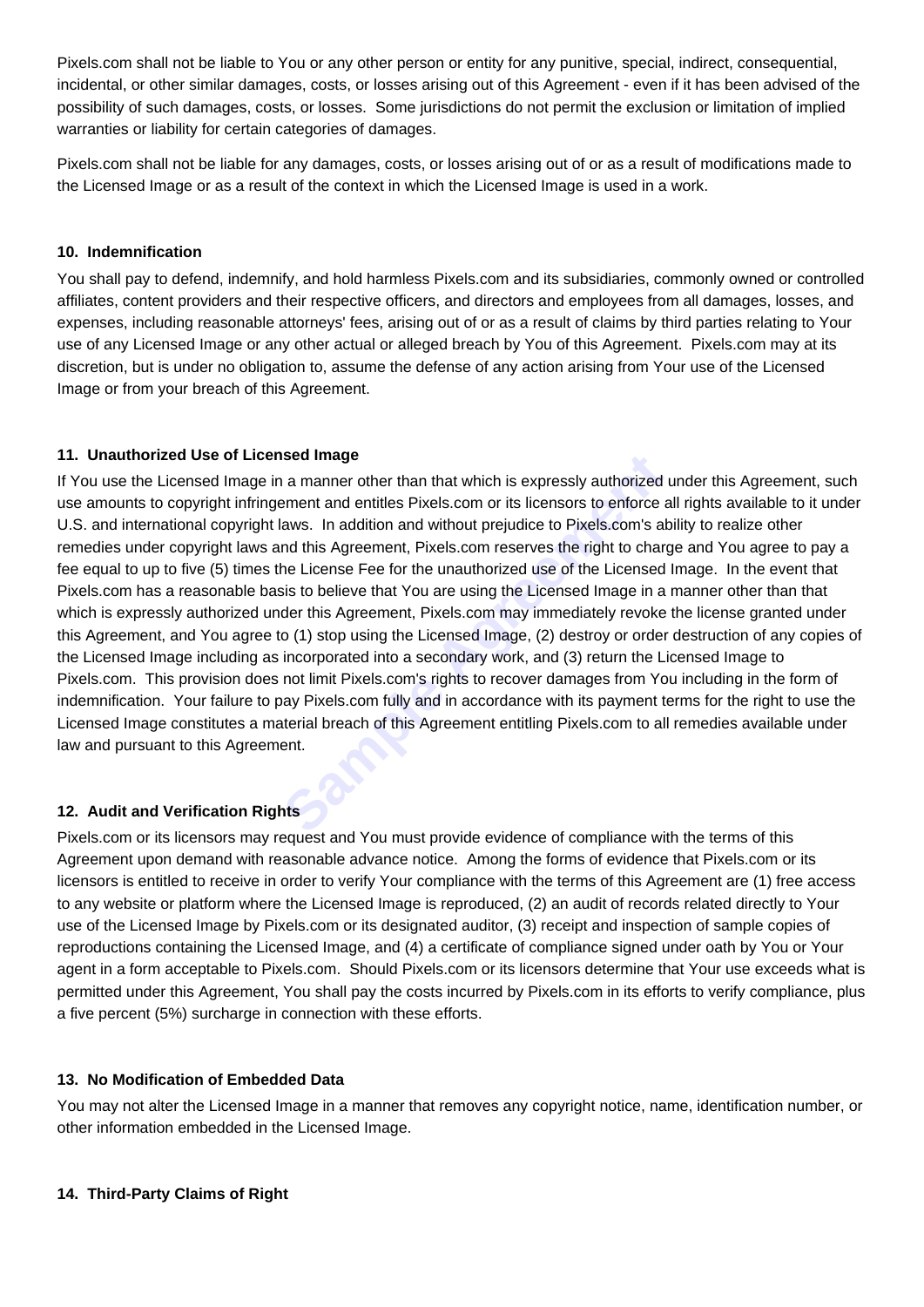Pixels.com shall not be liable to You or any other person or entity for any punitive, special, indirect, consequential, incidental, or other similar damages, costs, or losses arising out of this Agreement - even if it has been advised of the possibility of such damages, costs, or losses. Some jurisdictions do not permit the exclusion or limitation of implied warranties or liability for certain categories of damages.

Pixels.com shall not be liable for any damages, costs, or losses arising out of or as a result of modifications made to the Licensed Image or as a result of the context in which the Licensed Image is used in a work.

#### 10. Indemnification

You shall pay to defend, indemnify, and hold harmless Pixels.com and its subsidiaries, commonly owned or controlled affiliates, content providers and their respective officers, and directors and employees from all damages, losses, and expenses, including reasonable attorneys' fees, arising out of or as a result of claims by third parties relating to Your use of any Licensed Image or any other actual or alleged breach by You of this Agreement. Pixels.com may at its discretion, but is under no obligation to, assume the defense of any action arising from Your use of the Licensed Image or from your breach of this Agreement.

#### 11. Unauthorized Use of Licensed Image

If You use the Licensed Image in a manner other than that which is expressly authorized under this Agreement, such use amounts to copyright infringement and entitles Pixels.com or its licensors to enforce all rights available to it under U.S. and international copyright laws. In addition and without prejudice to Pixels.com's ability to realize other remedies under copyright laws and this Agreement, Pixels.com reserves the right to charge and You agree to pay a fee equal to up to five (5) times the License Fee for the unauthorized use of the Licensed Image. In the event that Pixels.com has a reasonable basis to believe that You are using the Licensed Image in a manner other than that which is expressly authorized under this Agreement, Pixels.com may immediately revoke the license granted under this Agreement, and You agree to (1) stop using the Licensed Image, (2) destroy or order destruction of any copies of the Licensed Image including as incorporated into a secondary work, and (3) return the Licensed Image to Pixels.com. This provision does not limit Pixels.com's rights to recover damages from You including in the form of indemnification. Your failure to pay Pixels.com fully and in accordance with its payment terms for the right to use the Licensed Image constitutes a material breach of this Agreement entitling Pixels.com to all remedies available under law and pursuant to this Agreement.

#### 12. Audit and Verification Rights

Pixels.com or its licensors may request and You must provide evidence of compliance with the terms of this Agreement upon demand with reasonable advance notice. Among the forms of evidence that Pixels.com or its licensors is entitled to receive in order to verify Your compliance with the terms of this Agreement are (1) free access to any website or platform where the Licensed Image is reproduced, (2) an audit of records related directly to Your use of the Licensed Image by Pixels.com or its designated auditor, (3) receipt and inspection of sample copies of reproductions containing the Licensed Image, and (4) a certificate of compliance signed under oath by You or Your agent in a form acceptable to Pixels.com. Should Pixels.com or its licensors determine that Your use exceeds what is permitted under this Agreement, You shall pay the costs incurred by Pixels.com in its efforts to verify compliance, plus a five percent (5%) surcharge in connection with these efforts.

#### 13. No Modification of Embedded Data

You may not alter the Licensed Image in a manner that removes any copyright notice, name, identification number, or other information embedded in the Licensed Image.

#### 14. Third-Party Claims of Right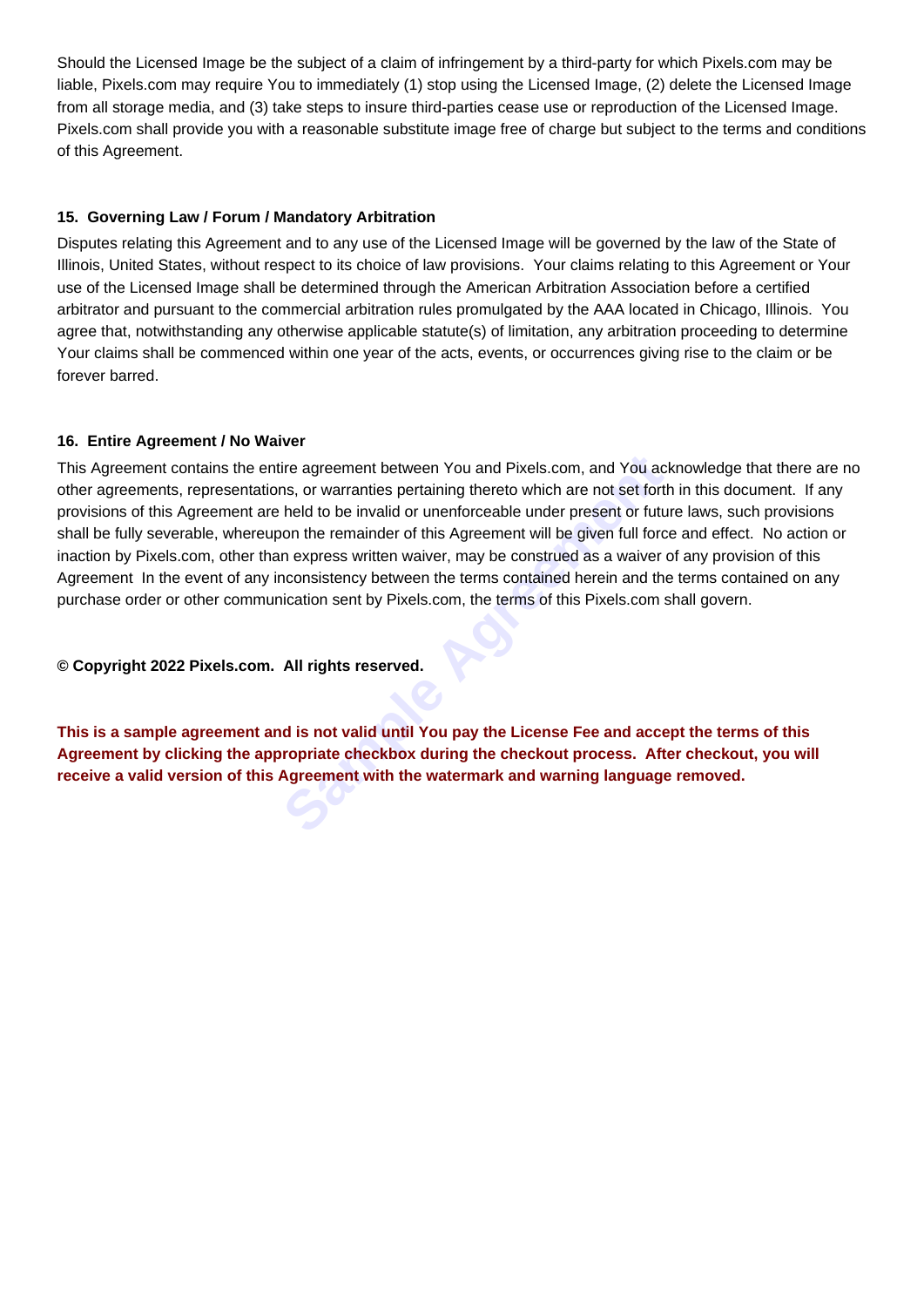Should the Licensed Image be the subject of a claim of infringement by a third-party for which Pixels.com may be liable, Pixels.com may require You to immediately (1) stop using the Licensed Image, (2) delete the Licensed Image from all storage media, and (3) take steps to insure third-parties cease use or reproduction of the Licensed Image. Pixels.com shall provide you with a reasonable substitute image free of charge but subject to the terms and conditions of this Agreement.

**15. Governing Law / Forum / Mandatory Arbitration**

Disputes relating this Agreement and to any use of the Licensed Image will be governed by the law of the State of Illinois, United States, without respect to its choice of law provisions. Your claims relating to this Agreement or Your use of the Licensed Image shall be determined through the American Arbitration Association before a certified arbitrator and pursuant to the commercial arbitration rules promulgated by the AAA located in Chicago, Illinois. You agree that, notwithstanding any otherwise applicable statute(s) of limitation, any arbitration proceeding to determine Your claims shall be commenced within one year of the acts, events, or occurrences giving rise to the claim or be forever barred.

**16. Entire Agreement / No Waiver**

This Agreement contains the entire agreement between You and Pixels.com, and You acknowledge that there are no other agreements, representations, or warranties pertaining thereto which are not set forth in this document. If any provisions of this Agreement are held to be invalid or unenforceable under present or future laws, such provisions shall be fully severable, whereupon the remainder of this Agreement will be given full force and effect. No action or inaction by Pixels.com, other than express written waiver, may be construed as a waiver of any provision of this Agreement In the event of any inconsistency between the terms contained herein and the terms contained on any purchase order or other communication sent by Pixels.com, the terms of this Pixels.com shall govern.

**© Copyright 2022 Pixels.com. All rights reserved.**

**This is a sample agreement and is not valid until You pay the License Fee and accept the terms of this Agreement by clicking the appropriate checkbox during the checkout process. After checkout, you will receive a valid version of this Agreement with the watermark and warning language removed.**